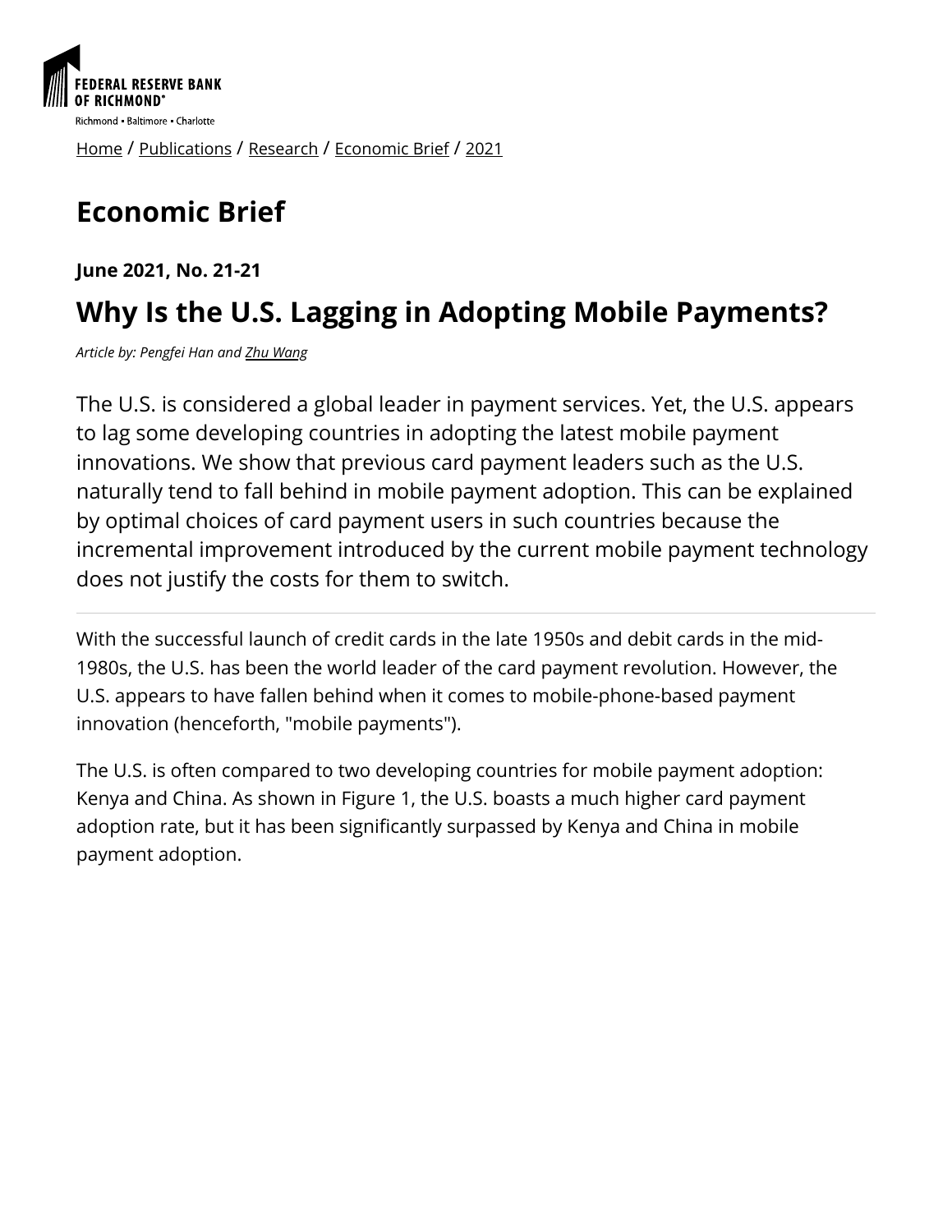Home / Publications / Research / Economic Brief / 2021

# Economic Brief

**June 2021, No. 21-21**

## Why Is the U.S. Lagging in Adopting Mobile Payments?

*Article by: Pengfei Han and Zhu Wang*

The U.S. is considered a global leader in payment services. Yet, the U.S. appears to lag some developing countries in adopting the latest mobile payment innovations. We show that previous card payment leaders such as the U.S. naturally tend to fall behind in mobile payment adoption. This can be explained by optimal choices of card payment users in such countries because the incremental improvement introduced by the current mobile payment technology does not justify the costs for them to switch.

---

With the successful launch of credit cards in the late 1950s and debit cards in the mid-1980s, the U.S. has been the world leader of the card payment revolution. However, the U.S. appears to have fallen behind when it comes to mobile-phone-based payment innovation (henceforth, "mobile payments").

The U.S. is often compared to two developing countries for mobile payment adoption: Kenya and China. As shown in Figure 1, the U.S. boasts a much higher card payment adoption rate, but it has been significantly surpassed by Kenya and China in mobile payment adoption.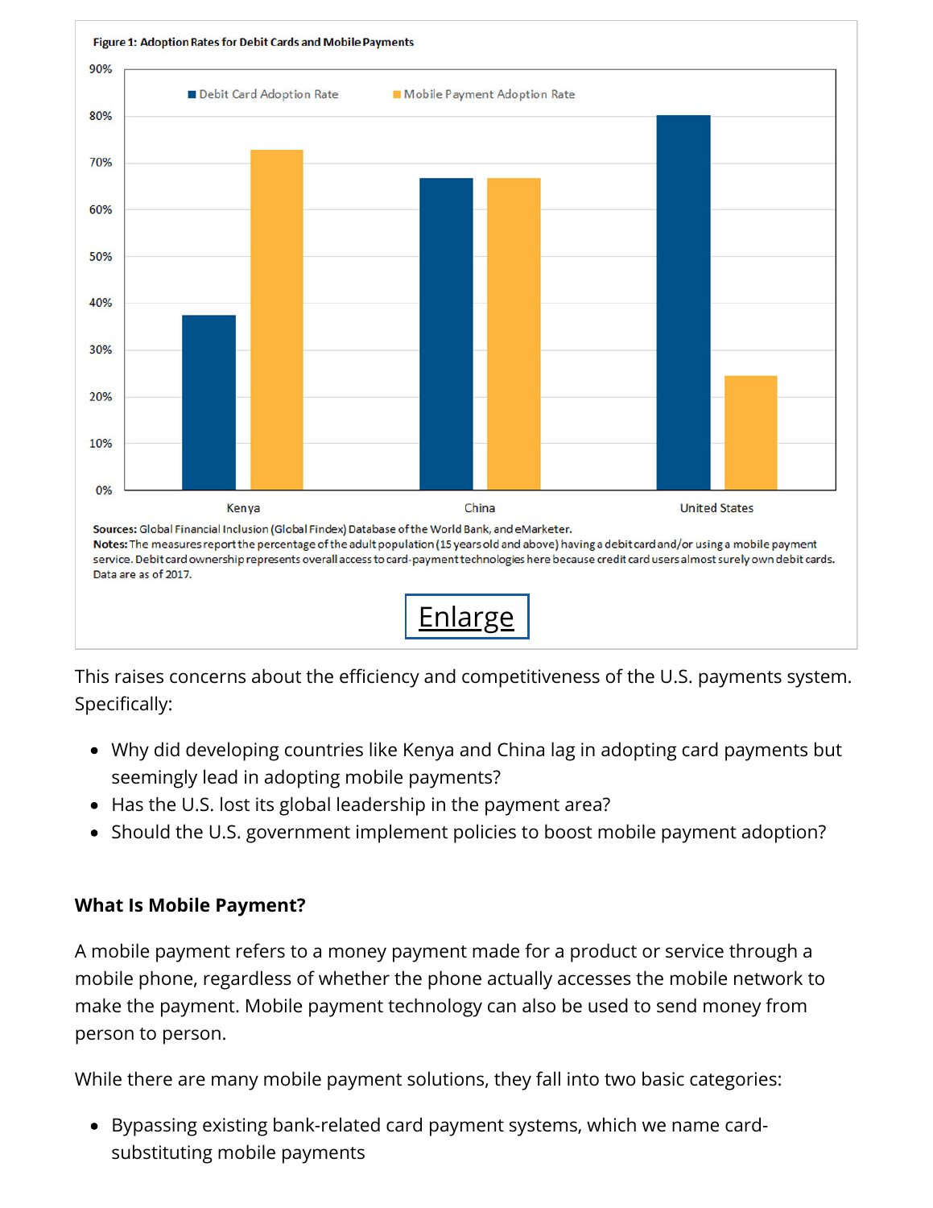**Figure 1: Adoption Rates for Debit Cards and Mobile Payments**

**Sources:** Global Financial Inclusion (Global Findex) Database of the World Bank, and eMarketer.
**Notes:** The measures report the percentage of the adult population (15 years old and above) having a debit card and/or using a mobile payment service. Debit card ownership represents overall access to card-payment technologies here because credit card users almost surely own debit cards. Data are as of 2017.

Enlarge

This raises concerns about the efficiency and competitiveness of the U.S. payments system. Specifically:

- Why did developing countries like Kenya and China lag in adopting card payments but seemingly lead in adopting mobile payments?
- Has the U.S. lost its global leadership in the payment area?
- Should the U.S. government implement policies to boost mobile payment adoption?

**What Is Mobile Payment?**

A mobile payment refers to a money payment made for a product or service through a mobile phone, regardless of whether the phone actually accesses the mobile network to make the payment. Mobile payment technology can also be used to send money from person to person.

While there are many mobile payment solutions, they fall into two basic categories:

- Bypassing existing bank-related card payment systems, which we name card-substituting mobile payments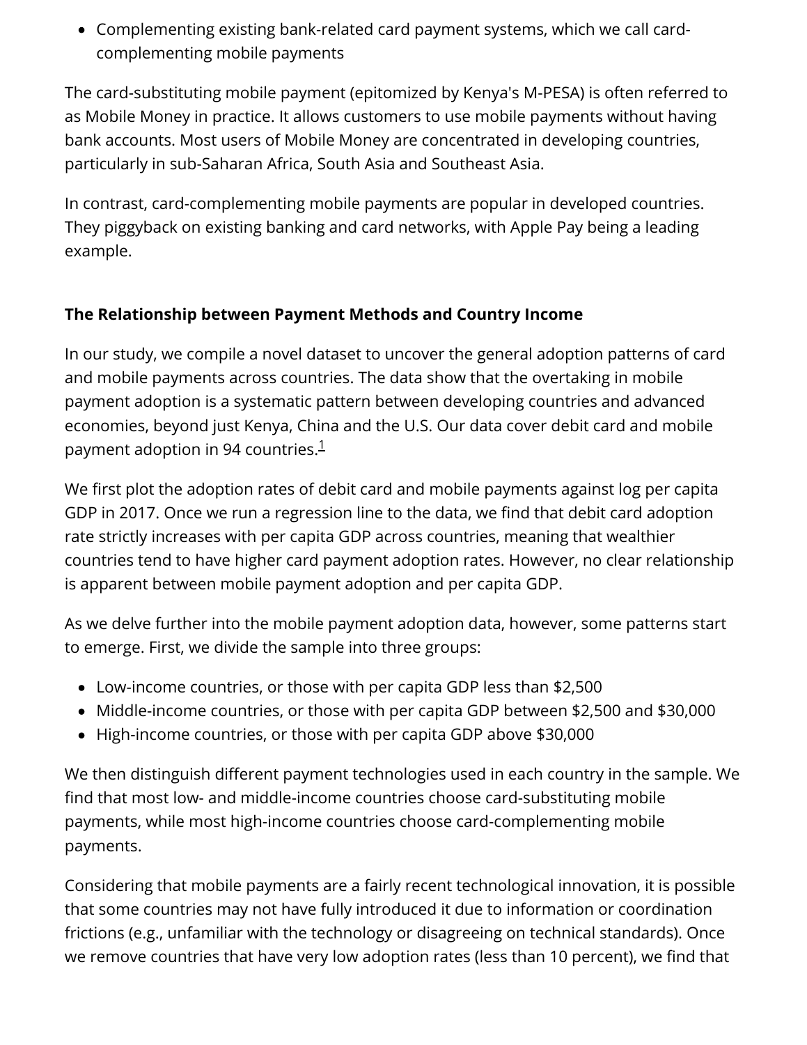- Complementing existing bank-related card payment systems, which we call card-complementing mobile payments

The card-substituting mobile payment (epitomized by Kenya's M-PESA) is often referred to as Mobile Money in practice. It allows customers to use mobile payments without having bank accounts. Most users of Mobile Money are concentrated in developing countries, particularly in sub-Saharan Africa, South Asia and Southeast Asia.

In contrast, card-complementing mobile payments are popular in developed countries. They piggyback on existing banking and card networks, with Apple Pay being a leading example.

**The Relationship between Payment Methods and Country Income**

In our study, we compile a novel dataset to uncover the general adoption patterns of card and mobile payments across countries. The data show that the overtaking in mobile payment adoption is a systematic pattern between developing countries and advanced economies, beyond just Kenya, China and the U.S. Our data cover debit card and mobile payment adoption in 94 countries.[1]

We first plot the adoption rates of debit card and mobile payments against log per capita GDP in 2017. Once we run a regression line to the data, we find that debit card adoption rate strictly increases with per capita GDP across countries, meaning that wealthier countries tend to have higher card payment adoption rates. However, no clear relationship is apparent between mobile payment adoption and per capita GDP.

As we delve further into the mobile payment adoption data, however, some patterns start to emerge. First, we divide the sample into three groups:

- Low-income countries, or those with per capita GDP less than $2,500
- Middle-income countries, or those with per capita GDP between $2,500 and $30,000
- High-income countries, or those with per capita GDP above $30,000

We then distinguish different payment technologies used in each country in the sample. We find that most low- and middle-income countries choose card-substituting mobile payments, while most high-income countries choose card-complementing mobile payments.

Considering that mobile payments are a fairly recent technological innovation, it is possible that some countries may not have fully introduced it due to information or coordination frictions (e.g., unfamiliar with the technology or disagreeing on technical standards). Once we remove countries that have very low adoption rates (less than 10 percent), we find that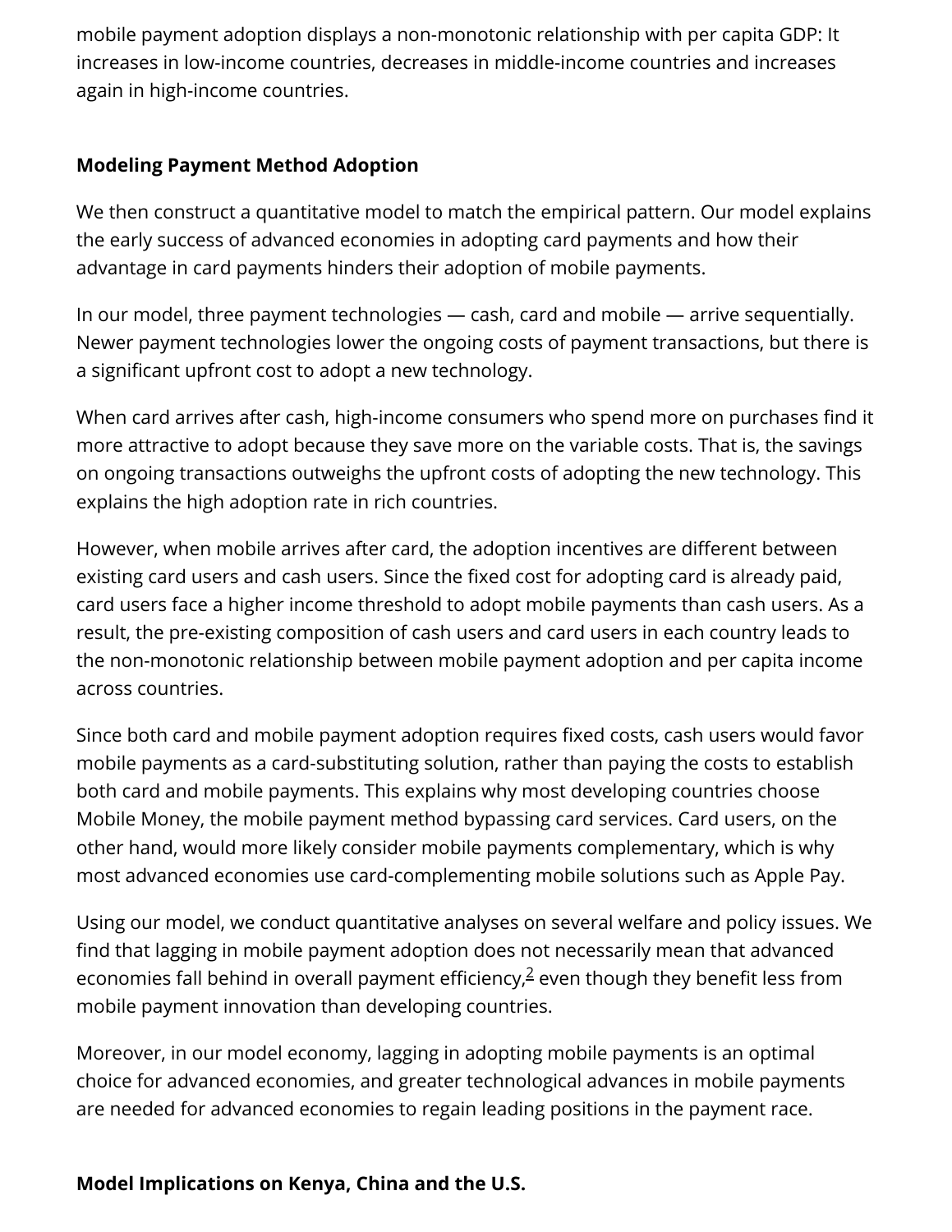mobile payment adoption displays a non-monotonic relationship with per capita GDP: It increases in low-income countries, decreases in middle-income countries and increases again in high-income countries.

## Modeling Payment Method Adoption

We then construct a quantitative model to match the empirical pattern. Our model explains the early success of advanced economies in adopting card payments and how their advantage in card payments hinders their adoption of mobile payments.

In our model, three payment technologies — cash, card and mobile — arrive sequentially. Newer payment technologies lower the ongoing costs of payment transactions, but there is a significant upfront cost to adopt a new technology.

When card arrives after cash, high-income consumers who spend more on purchases find it more attractive to adopt because they save more on the variable costs. That is, the savings on ongoing transactions outweighs the upfront costs of adopting the new technology. This explains the high adoption rate in rich countries.

However, when mobile arrives after card, the adoption incentives are different between existing card users and cash users. Since the fixed cost for adopting card is already paid, card users face a higher income threshold to adopt mobile payments than cash users. As a result, the pre-existing composition of cash users and card users in each country leads to the non-monotonic relationship between mobile payment adoption and per capita income across countries.

Since both card and mobile payment adoption requires fixed costs, cash users would favor mobile payments as a card-substituting solution, rather than paying the costs to establish both card and mobile payments. This explains why most developing countries choose Mobile Money, the mobile payment method bypassing card services. Card users, on the other hand, would more likely consider mobile payments complementary, which is why most advanced economies use card-complementing mobile solutions such as Apple Pay.

Using our model, we conduct quantitative analyses on several welfare and policy issues. We find that lagging in mobile payment adoption does not necessarily mean that advanced economies fall behind in overall payment efficiency,[2] even though they benefit less from mobile payment innovation than developing countries.

Moreover, in our model economy, lagging in adopting mobile payments is an optimal choice for advanced economies, and greater technological advances in mobile payments are needed for advanced economies to regain leading positions in the payment race.

## Model Implications on Kenya, China and the U.S.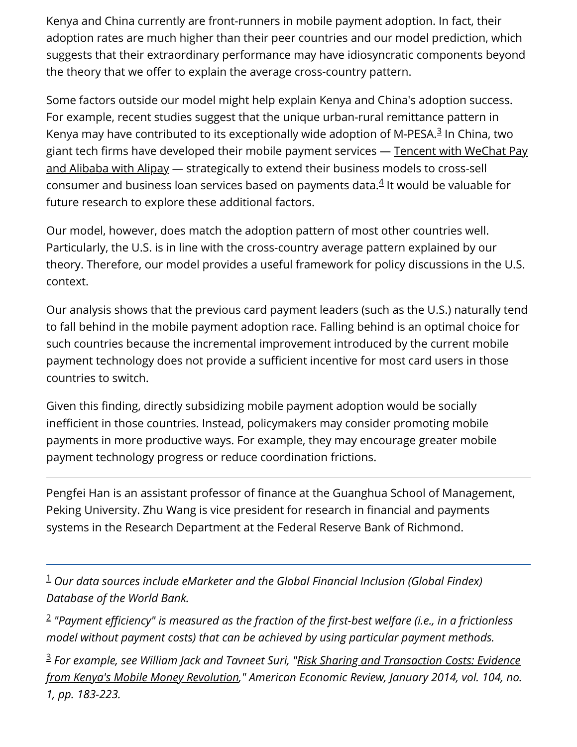Kenya and China currently are front-runners in mobile payment adoption. In fact, their adoption rates are much higher than their peer countries and our model prediction, which suggests that their extraordinary performance may have idiosyncratic components beyond the theory that we offer to explain the average cross-country pattern.

Some factors outside our model might help explain Kenya and China's adoption success. For example, recent studies suggest that the unique urban-rural remittance pattern in Kenya may have contributed to its exceptionally wide adoption of M-PESA.[3] In China, two giant tech firms have developed their mobile payment services — Tencent with WeChat Pay and Alibaba with Alipay — strategically to extend their business models to cross-sell consumer and business loan services based on payments data.[4] It would be valuable for future research to explore these additional factors.

Our model, however, does match the adoption pattern of most other countries well. Particularly, the U.S. is in line with the cross-country average pattern explained by our theory. Therefore, our model provides a useful framework for policy discussions in the U.S. context.

Our analysis shows that the previous card payment leaders (such as the U.S.) naturally tend to fall behind in the mobile payment adoption race. Falling behind is an optimal choice for such countries because the incremental improvement introduced by the current mobile payment technology does not provide a sufficient incentive for most card users in those countries to switch.

Given this finding, directly subsidizing mobile payment adoption would be socially inefficient in those countries. Instead, policymakers may consider promoting mobile payments in more productive ways. For example, they may encourage greater mobile payment technology progress or reduce coordination frictions.

---

Pengfei Han is an assistant professor of finance at the Guanghua School of Management, Peking University. Zhu Wang is vice president for research in financial and payments systems in the Research Department at the Federal Reserve Bank of Richmond.

---

[1] *Our data sources include eMarketer and the Global Financial Inclusion (Global Findex) Database of the World Bank.*

[2] *"Payment efficiency" is measured as the fraction of the first-best welfare (i.e., in a frictionless model without payment costs) that can be achieved by using particular payment methods.*

[3] *For example, see William Jack and Tavneet Suri, "Risk Sharing and Transaction Costs: Evidence from Kenya's Mobile Money Revolution," American Economic Review, January 2014, vol. 104, no. 1, pp. 183-223.*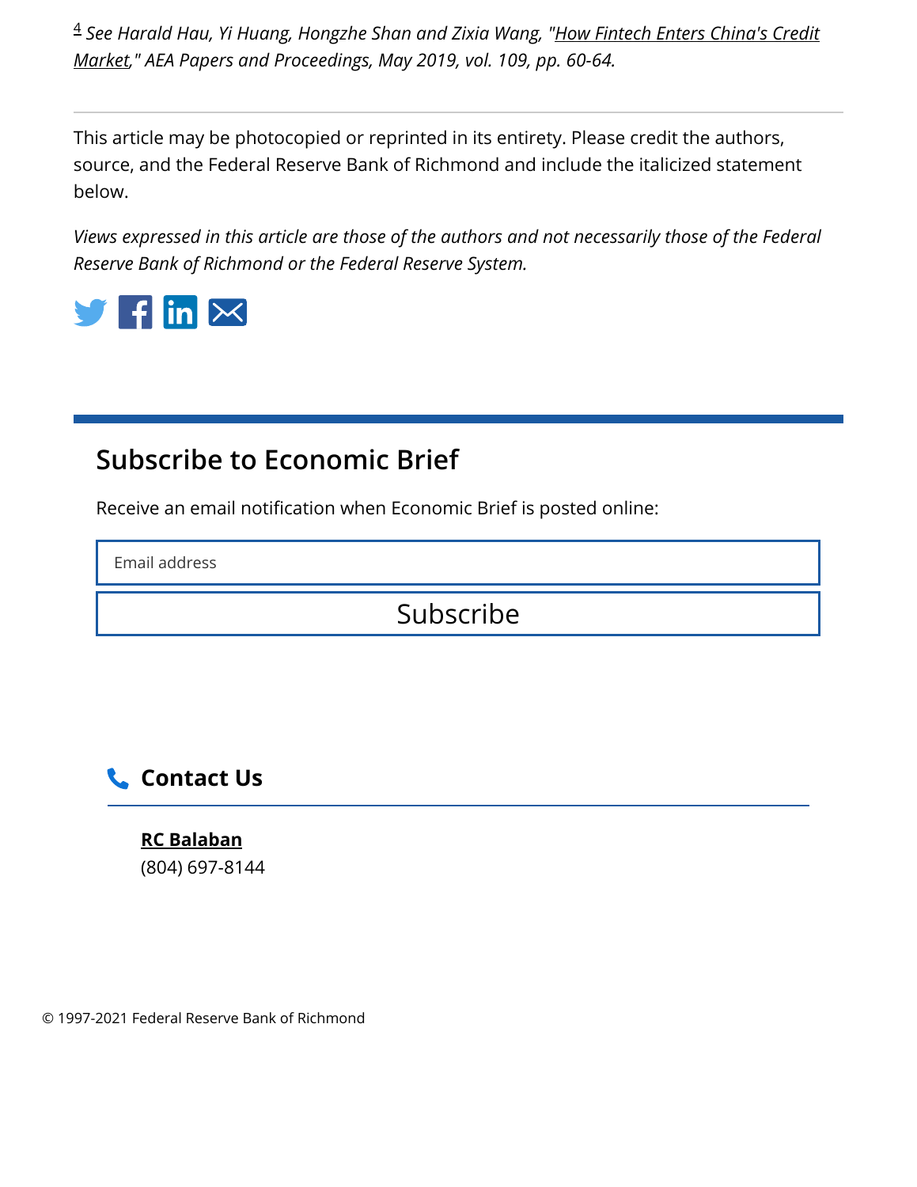[4] *See Harald Hau, Yi Huang, Hongzhe Shan and Zixia Wang, "How Fintech Enters China's Credit Market," AEA Papers and Proceedings, May 2019, vol. 109, pp. 60-64.*

---

This article may be photocopied or reprinted in its entirety. Please credit the authors, source, and the Federal Reserve Bank of Richmond and include the italicized statement below.

*Views expressed in this article are those of the authors and not necessarily those of the Federal Reserve Bank of Richmond or the Federal Reserve System.*

## Subscribe to Economic Brief

Receive an email notification when Economic Brief is posted online:

Email address

Subscribe

### Contact Us

**RC Balaban**
(804) 697-8144

© 1997-2021 Federal Reserve Bank of Richmond